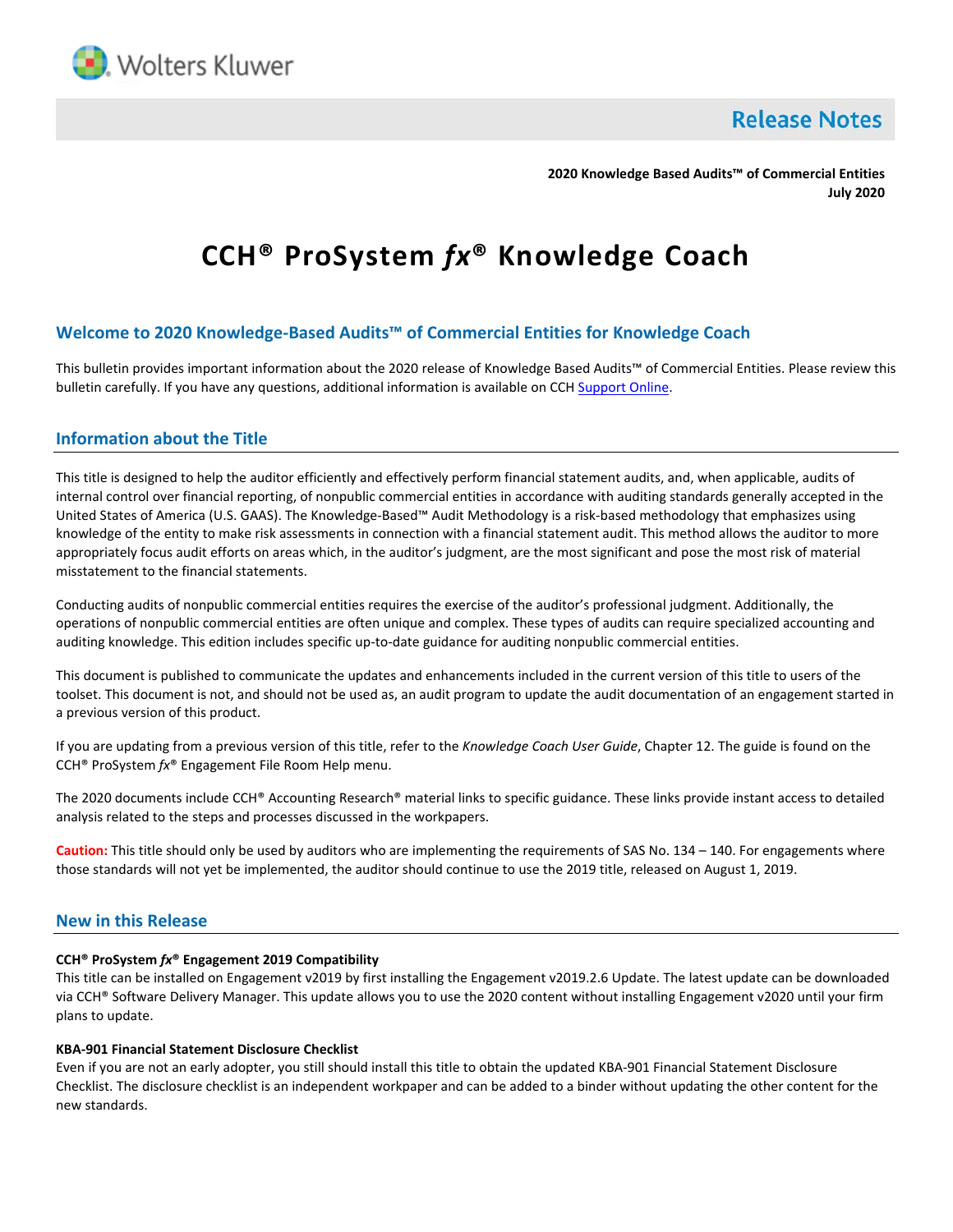Wolters Kluwer

# Release Notes

**2020 Knowledge Based Audits™ of Commercial Entities**
**July 2020**

# CCH® ProSystem *fx*® Knowledge Coach

## Welcome to 2020 Knowledge-Based Audits™ of Commercial Entities for Knowledge Coach

This bulletin provides important information about the 2020 release of Knowledge Based Audits™ of Commercial Entities. Please review this bulletin carefully. If you have any questions, additional information is available on CCH Support Online.

## Information about the Title

This title is designed to help the auditor efficiently and effectively perform financial statement audits, and, when applicable, audits of internal control over financial reporting, of nonpublic commercial entities in accordance with auditing standards generally accepted in the United States of America (U.S. GAAS). The Knowledge-Based™ Audit Methodology is a risk-based methodology that emphasizes using knowledge of the entity to make risk assessments in connection with a financial statement audit. This method allows the auditor to more appropriately focus audit efforts on areas which, in the auditor's judgment, are the most significant and pose the most risk of material misstatement to the financial statements.

Conducting audits of nonpublic commercial entities requires the exercise of the auditor's professional judgment. Additionally, the operations of nonpublic commercial entities are often unique and complex. These types of audits can require specialized accounting and auditing knowledge. This edition includes specific up-to-date guidance for auditing nonpublic commercial entities.

This document is published to communicate the updates and enhancements included in the current version of this title to users of the toolset. This document is not, and should not be used as, an audit program to update the audit documentation of an engagement started in a previous version of this product.

If you are updating from a previous version of this title, refer to the *Knowledge Coach User Guide*, Chapter 12. The guide is found on the CCH® ProSystem *fx*® Engagement File Room Help menu.

The 2020 documents include CCH® Accounting Research® material links to specific guidance. These links provide instant access to detailed analysis related to the steps and processes discussed in the workpapers.

**Caution:** This title should only be used by auditors who are implementing the requirements of SAS No. 134 – 140. For engagements where those standards will not yet be implemented, the auditor should continue to use the 2019 title, released on August 1, 2019.

## New in this Release

**CCH® ProSystem *fx*® Engagement 2019 Compatibility**
This title can be installed on Engagement v2019 by first installing the Engagement v2019.2.6 Update. The latest update can be downloaded via CCH® Software Delivery Manager. This update allows you to use the 2020 content without installing Engagement v2020 until your firm plans to update.

**KBA-901 Financial Statement Disclosure Checklist**
Even if you are not an early adopter, you still should install this title to obtain the updated KBA-901 Financial Statement Disclosure Checklist. The disclosure checklist is an independent workpaper and can be added to a binder without updating the other content for the new standards.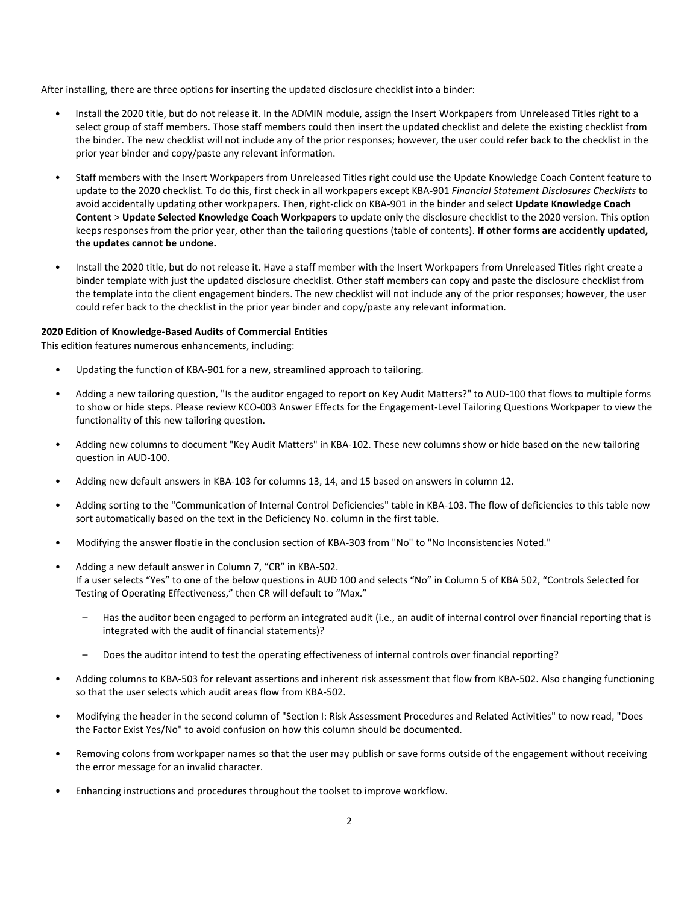After installing, there are three options for inserting the updated disclosure checklist into a binder:

- Install the 2020 title, but do not release it. In the ADMIN module, assign the Insert Workpapers from Unreleased Titles right to a select group of staff members. Those staff members could then insert the updated checklist and delete the existing checklist from the binder. The new checklist will not include any of the prior responses; however, the user could refer back to the checklist in the prior year binder and copy/paste any relevant information.

- Staff members with the Insert Workpapers from Unreleased Titles right could use the Update Knowledge Coach Content feature to update to the 2020 checklist. To do this, first check in all workpapers except KBA-901 *Financial Statement Disclosures Checklists* to avoid accidentally updating other workpapers. Then, right-click on KBA-901 in the binder and select **Update Knowledge Coach Content** > **Update Selected Knowledge Coach Workpapers** to update only the disclosure checklist to the 2020 version. This option keeps responses from the prior year, other than the tailoring questions (table of contents). **If other forms are accidently updated, the updates cannot be undone.**

- Install the 2020 title, but do not release it. Have a staff member with the Insert Workpapers from Unreleased Titles right create a binder template with just the updated disclosure checklist. Other staff members can copy and paste the disclosure checklist from the template into the client engagement binders. The new checklist will not include any of the prior responses; however, the user could refer back to the checklist in the prior year binder and copy/paste any relevant information.

**2020 Edition of Knowledge-Based Audits of Commercial Entities**

This edition features numerous enhancements, including:

- Updating the function of KBA-901 for a new, streamlined approach to tailoring.

- Adding a new tailoring question, "Is the auditor engaged to report on Key Audit Matters?" to AUD-100 that flows to multiple forms to show or hide steps. Please review KCO-003 Answer Effects for the Engagement-Level Tailoring Questions Workpaper to view the functionality of this new tailoring question.

- Adding new columns to document "Key Audit Matters" in KBA-102. These new columns show or hide based on the new tailoring question in AUD-100.

- Adding new default answers in KBA-103 for columns 13, 14, and 15 based on answers in column 12.

- Adding sorting to the "Communication of Internal Control Deficiencies" table in KBA-103. The flow of deficiencies to this table now sort automatically based on the text in the Deficiency No. column in the first table.

- Modifying the answer floatie in the conclusion section of KBA-303 from "No" to "No Inconsistencies Noted."

- Adding a new default answer in Column 7, "CR" in KBA-502.
  If a user selects "Yes" to one of the below questions in AUD 100 and selects "No" in Column 5 of KBA 502, "Controls Selected for Testing of Operating Effectiveness," then CR will default to "Max."

  - Has the auditor been engaged to perform an integrated audit (i.e., an audit of internal control over financial reporting that is integrated with the audit of financial statements)?

  - Does the auditor intend to test the operating effectiveness of internal controls over financial reporting?

- Adding columns to KBA-503 for relevant assertions and inherent risk assessment that flow from KBA-502. Also changing functioning so that the user selects which audit areas flow from KBA-502.

- Modifying the header in the second column of "Section I: Risk Assessment Procedures and Related Activities" to now read, "Does the Factor Exist Yes/No" to avoid confusion on how this column should be documented.

- Removing colons from workpaper names so that the user may publish or save forms outside of the engagement without receiving the error message for an invalid character.

- Enhancing instructions and procedures throughout the toolset to improve workflow.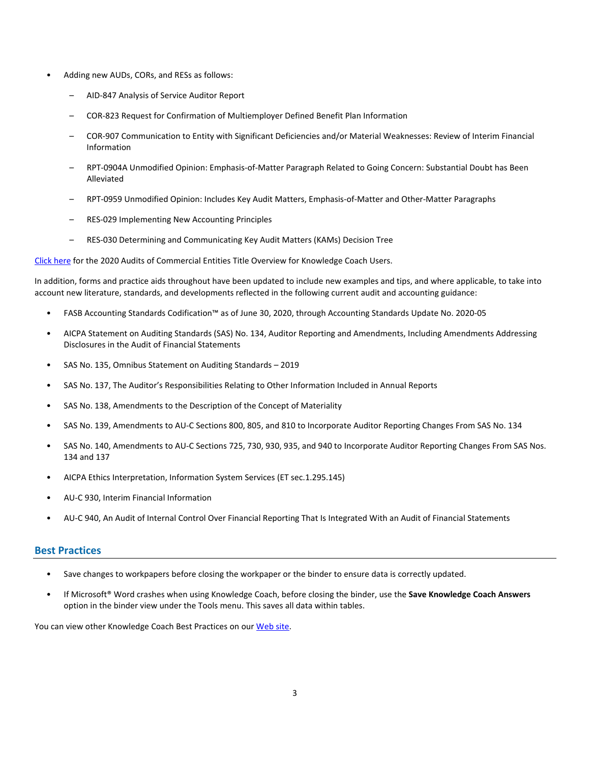- Adding new AUDs, CORs, and RESs as follows:
  - AID-847 Analysis of Service Auditor Report
  - COR-823 Request for Confirmation of Multiemployer Defined Benefit Plan Information
  - COR-907 Communication to Entity with Significant Deficiencies and/or Material Weaknesses: Review of Interim Financial Information
  - RPT-0904A Unmodified Opinion: Emphasis-of-Matter Paragraph Related to Going Concern: Substantial Doubt has Been Alleviated
  - RPT-0959 Unmodified Opinion: Includes Key Audit Matters, Emphasis-of-Matter and Other-Matter Paragraphs
  - RES-029 Implementing New Accounting Principles
  - RES-030 Determining and Communicating Key Audit Matters (KAMs) Decision Tree

Click here for the 2020 Audits of Commercial Entities Title Overview for Knowledge Coach Users.

In addition, forms and practice aids throughout have been updated to include new examples and tips, and where applicable, to take into account new literature, standards, and developments reflected in the following current audit and accounting guidance:

- FASB Accounting Standards Codification™ as of June 30, 2020, through Accounting Standards Update No. 2020-05
- AICPA Statement on Auditing Standards (SAS) No. 134, Auditor Reporting and Amendments, Including Amendments Addressing Disclosures in the Audit of Financial Statements
- SAS No. 135, Omnibus Statement on Auditing Standards – 2019
- SAS No. 137, The Auditor's Responsibilities Relating to Other Information Included in Annual Reports
- SAS No. 138, Amendments to the Description of the Concept of Materiality
- SAS No. 139, Amendments to AU-C Sections 800, 805, and 810 to Incorporate Auditor Reporting Changes From SAS No. 134
- SAS No. 140, Amendments to AU-C Sections 725, 730, 930, 935, and 940 to Incorporate Auditor Reporting Changes From SAS Nos. 134 and 137
- AICPA Ethics Interpretation, Information System Services (ET sec.1.295.145)
- AU-C 930, Interim Financial Information
- AU-C 940, An Audit of Internal Control Over Financial Reporting That Is Integrated With an Audit of Financial Statements

## Best Practices

- Save changes to workpapers before closing the workpaper or the binder to ensure data is correctly updated.
- If Microsoft® Word crashes when using Knowledge Coach, before closing the binder, use the **Save Knowledge Coach Answers** option in the binder view under the Tools menu. This saves all data within tables.

You can view other Knowledge Coach Best Practices on our Web site.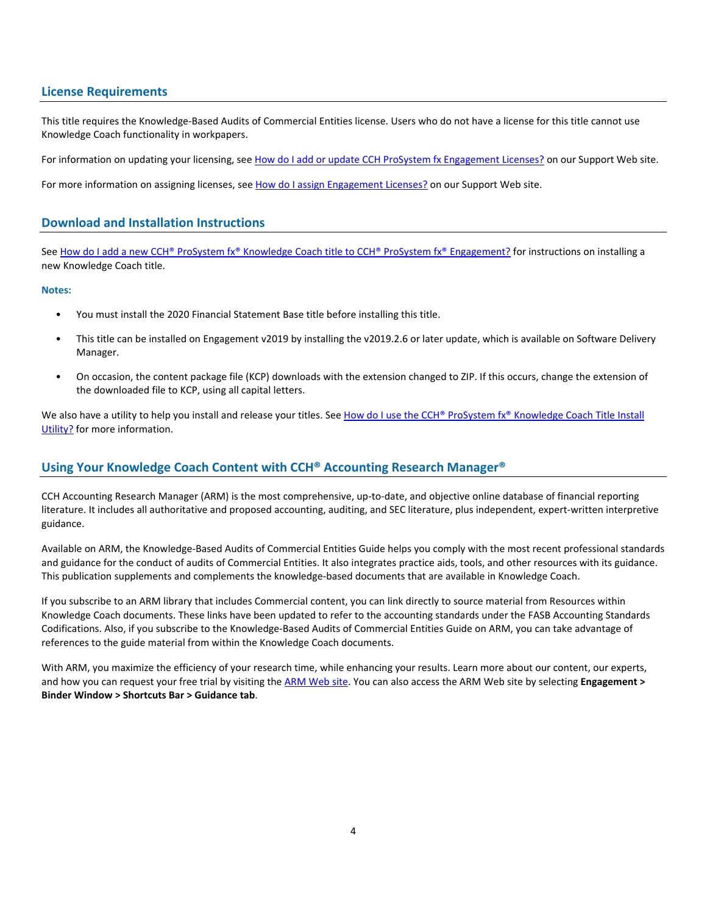## License Requirements

This title requires the Knowledge-Based Audits of Commercial Entities license. Users who do not have a license for this title cannot use Knowledge Coach functionality in workpapers.

For information on updating your licensing, see How do I add or update CCH ProSystem fx Engagement Licenses? on our Support Web site.

For more information on assigning licenses, see How do I assign Engagement Licenses? on our Support Web site.

## Download and Installation Instructions

See How do I add a new CCH® ProSystem fx® Knowledge Coach title to CCH® ProSystem fx® Engagement? for instructions on installing a new Knowledge Coach title.

**Notes:**

- You must install the 2020 Financial Statement Base title before installing this title.
- This title can be installed on Engagement v2019 by installing the v2019.2.6 or later update, which is available on Software Delivery Manager.
- On occasion, the content package file (KCP) downloads with the extension changed to ZIP. If this occurs, change the extension of the downloaded file to KCP, using all capital letters.

We also have a utility to help you install and release your titles. See How do I use the CCH® ProSystem fx® Knowledge Coach Title Install Utility? for more information.

## Using Your Knowledge Coach Content with CCH® Accounting Research Manager®

CCH Accounting Research Manager (ARM) is the most comprehensive, up-to-date, and objective online database of financial reporting literature. It includes all authoritative and proposed accounting, auditing, and SEC literature, plus independent, expert-written interpretive guidance.

Available on ARM, the Knowledge-Based Audits of Commercial Entities Guide helps you comply with the most recent professional standards and guidance for the conduct of audits of Commercial Entities. It also integrates practice aids, tools, and other resources with its guidance. This publication supplements and complements the knowledge-based documents that are available in Knowledge Coach.

If you subscribe to an ARM library that includes Commercial content, you can link directly to source material from Resources within Knowledge Coach documents. These links have been updated to refer to the accounting standards under the FASB Accounting Standards Codifications. Also, if you subscribe to the Knowledge-Based Audits of Commercial Entities Guide on ARM, you can take advantage of references to the guide material from within the Knowledge Coach documents.

With ARM, you maximize the efficiency of your research time, while enhancing your results. Learn more about our content, our experts, and how you can request your free trial by visiting the ARM Web site. You can also access the ARM Web site by selecting **Engagement > Binder Window > Shortcuts Bar > Guidance tab**.